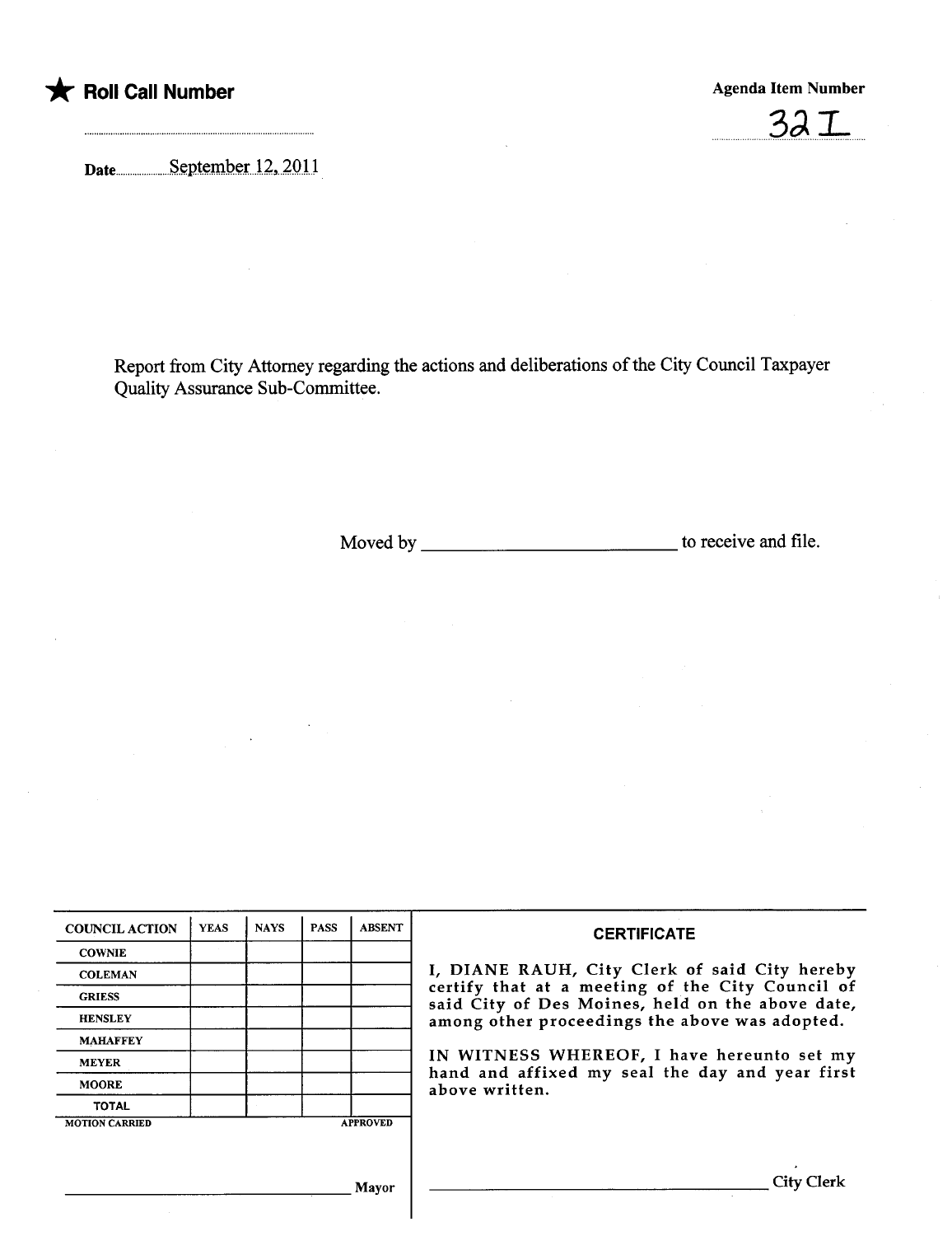★ **Roll Call Number**

**Agenda Item Number**

32 I

Date September 12, 2011

Report from City Attorney regarding the actions and deliberations of the City Council Taxpayer Quality Assurance Sub-Committee.

Moved by ____________________________ to receive and file.

| COUNCIL ACTION | YEAS | NAYS | PASS | ABSENT |
|---|---|---|---|---|
| COWNIE | | | | |
| COLEMAN | | | | |
| GRIESS | | | | |
| HENSLEY | | | | |
| MAHAFFEY | | | | |
| MEYER | | | | |
| MOORE | | | | |
| TOTAL | | | | |

MOTION CARRIED APPROVED

______________________________ Mayor

**CERTIFICATE**

I, DIANE RAUH, City Clerk of said City hereby certify that at a meeting of the City Council of said City of Des Moines, held on the above date, among other proceedings the above was adopted.

IN WITNESS WHEREOF, I have hereunto set my hand and affixed my seal the day and year first above written.

______________________________ City Clerk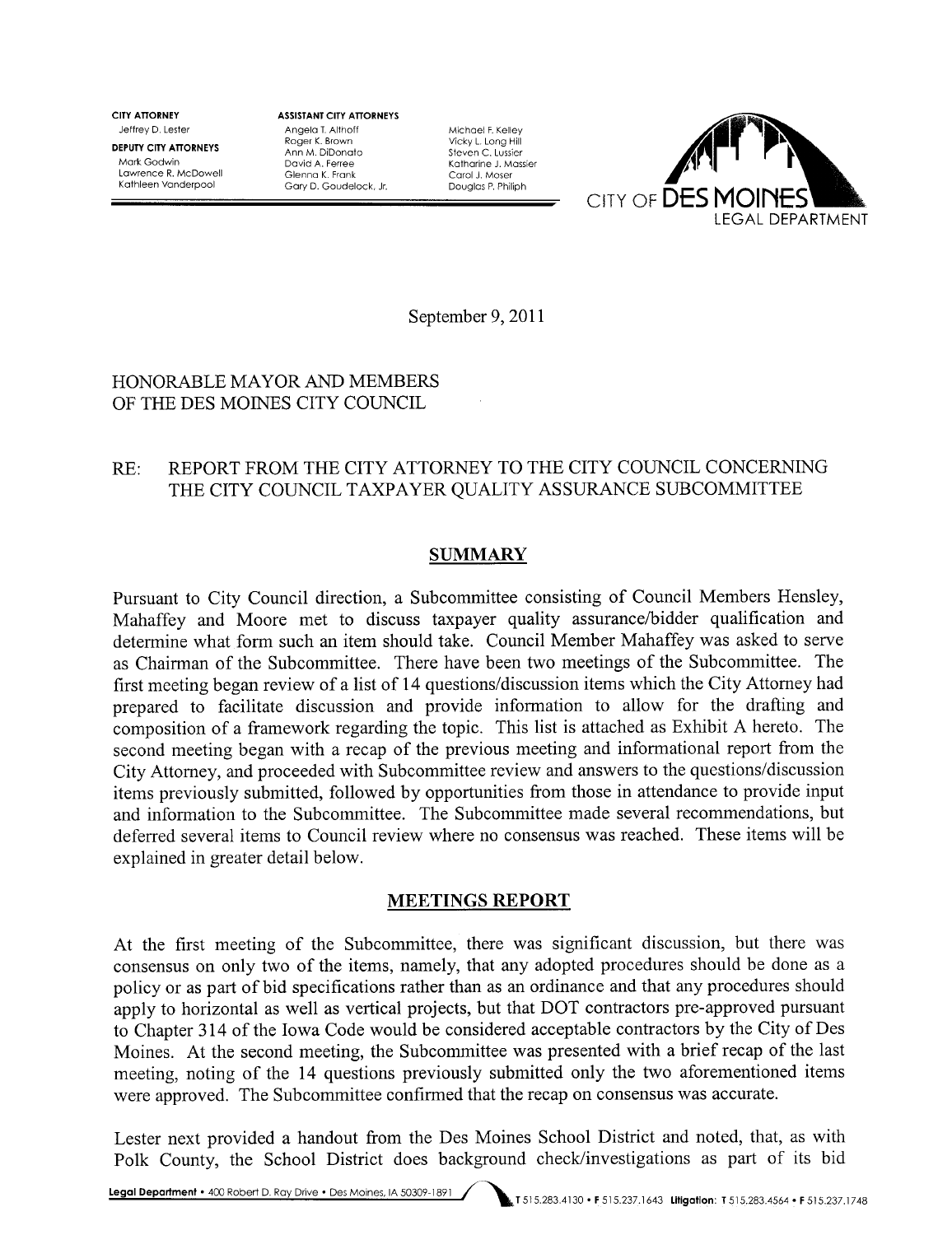CITY ATTORNEY
Jeffrey D. Lester

DEPUTY CITY ATTORNEYS
Mark Godwin
Lawrence R. McDowell
Kathleen Vanderpool

ASSISTANT CITY ATTORNEYS
Angela T. Althoff
Roger K. Brown
Ann M. DiDonato
David A. Ferree
Glenna K. Frank
Gary D. Goudelock, Jr.
Michael F. Kelley
Vicky L. Long Hill
Steven C. Lussier
Katharine J. Massier
Carol J. Moser
Douglas P. Philiph

CITY OF DES MOINES
LEGAL DEPARTMENT

September 9, 2011

HONORABLE MAYOR AND MEMBERS
OF THE DES MOINES CITY COUNCIL

RE: REPORT FROM THE CITY ATTORNEY TO THE CITY COUNCIL CONCERNING THE CITY COUNCIL TAXPAYER QUALITY ASSURANCE SUBCOMMITTEE

## SUMMARY

Pursuant to City Council direction, a Subcommittee consisting of Council Members Hensley, Mahaffey and Moore met to discuss taxpayer quality assurance/bidder qualification and determine what form such an item should take. Council Member Mahaffey was asked to serve as Chairman of the Subcommittee. There have been two meetings of the Subcommittee. The first meeting began review of a list of 14 questions/discussion items which the City Attorney had prepared to facilitate discussion and provide information to allow for the drafting and composition of a framework regarding the topic. This list is attached as Exhibit A hereto. The second meeting began with a recap of the previous meeting and informational report from the City Attorney, and proceeded with Subcommittee review and answers to the questions/discussion items previously submitted, followed by opportunities from those in attendance to provide input and information to the Subcommittee. The Subcommittee made several recommendations, but deferred several items to Council review where no consensus was reached. These items will be explained in greater detail below.

## MEETINGS REPORT

At the first meeting of the Subcommittee, there was significant discussion, but there was consensus on only two of the items, namely, that any adopted procedures should be done as a policy or as part of bid specifications rather than as an ordinance and that any procedures should apply to horizontal as well as vertical projects, but that DOT contractors pre-approved pursuant to Chapter 314 of the Iowa Code would be considered acceptable contractors by the City of Des Moines. At the second meeting, the Subcommittee was presented with a brief recap of the last meeting, noting of the 14 questions previously submitted only the two aforementioned items were approved. The Subcommittee confirmed that the recap on consensus was accurate.

Lester next provided a handout from the Des Moines School District and noted, that, as with Polk County, the School District does background check/investigations as part of its bid

Legal Department • 400 Robert D. Ray Drive • Des Moines, IA 50309-1891 T 515.283.4130 • F 515.237.1643 Litigation: T 515.283.4564 • F 515.237.1748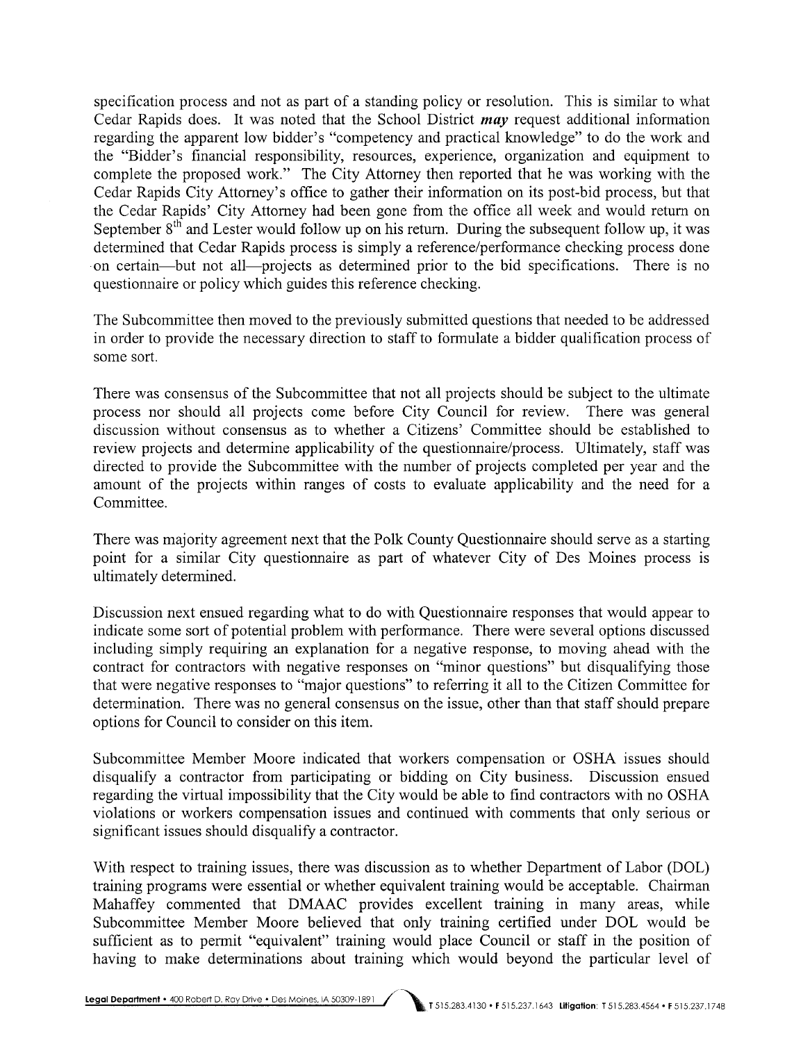specification process and not as part of a standing policy or resolution. This is similar to what Cedar Rapids does. It was noted that the School District ***may*** request additional information regarding the apparent low bidder's "competency and practical knowledge" to do the work and the "Bidder's financial responsibility, resources, experience, organization and equipment to complete the proposed work." The City Attorney then reported that he was working with the Cedar Rapids City Attorney's office to gather their information on its post-bid process, but that the Cedar Rapids' City Attorney had been gone from the office all week and would return on September 8th and Lester would follow up on his return. During the subsequent follow up, it was determined that Cedar Rapids process is simply a reference/performance checking process done on certain—but not all—projects as determined prior to the bid specifications. There is no questionnaire or policy which guides this reference checking.

The Subcommittee then moved to the previously submitted questions that needed to be addressed in order to provide the necessary direction to staff to formulate a bidder qualification process of some sort.

There was consensus of the Subcommittee that not all projects should be subject to the ultimate process nor should all projects come before City Council for review. There was general discussion without consensus as to whether a Citizens' Committee should be established to review projects and determine applicability of the questionnaire/process. Ultimately, staff was directed to provide the Subcommittee with the number of projects completed per year and the amount of the projects within ranges of costs to evaluate applicability and the need for a Committee.

There was majority agreement next that the Polk County Questionnaire should serve as a starting point for a similar City questionnaire as part of whatever City of Des Moines process is ultimately determined.

Discussion next ensued regarding what to do with Questionnaire responses that would appear to indicate some sort of potential problem with performance. There were several options discussed including simply requiring an explanation for a negative response, to moving ahead with the contract for contractors with negative responses on "minor questions" but disqualifying those that were negative responses to "major questions" to referring it all to the Citizen Committee for determination. There was no general consensus on the issue, other than that staff should prepare options for Council to consider on this item.

Subcommittee Member Moore indicated that workers compensation or OSHA issues should disqualify a contractor from participating or bidding on City business. Discussion ensued regarding the virtual impossibility that the City would be able to find contractors with no OSHA violations or workers compensation issues and continued with comments that only serious or significant issues should disqualify a contractor.

With respect to training issues, there was discussion as to whether Department of Labor (DOL) training programs were essential or whether equivalent training would be acceptable. Chairman Mahaffey commented that DMAAC provides excellent training in many areas, while Subcommittee Member Moore believed that only training certified under DOL would be sufficient as to permit "equivalent" training would place Council or staff in the position of having to make determinations about training which would beyond the particular level of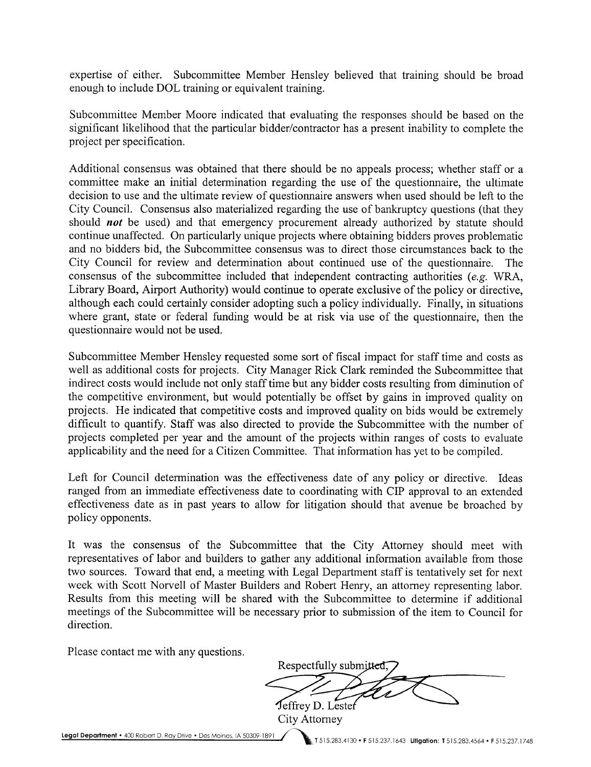expertise of either. Subcommittee Member Hensley believed that training should be broad enough to include DOL training or equivalent training.

Subcommittee Member Moore indicated that evaluating the responses should be based on the significant likelihood that the particular bidder/contractor has a present inability to complete the project per specification.

Additional consensus was obtained that there should be no appeals process; whether staff or a committee make an initial determination regarding the use of the questionnaire, the ultimate decision to use and the ultimate review of questionnaire answers when used should be left to the City Council. Consensus also materialized regarding the use of bankruptcy questions (that they should ***not*** be used) and that emergency procurement already authorized by statute should continue unaffected. On particularly unique projects where obtaining bidders proves problematic and no bidders bid, the Subcommittee consensus was to direct those circumstances back to the City Council for review and determination about continued use of the questionnaire. The consensus of the subcommittee included that independent contracting authorities (*e.g.* WRA, Library Board, Airport Authority) would continue to operate exclusive of the policy or directive, although each could certainly consider adopting such a policy individually. Finally, in situations where grant, state or federal funding would be at risk via use of the questionnaire, then the questionnaire would not be used.

Subcommittee Member Hensley requested some sort of fiscal impact for staff time and costs as well as additional costs for projects. City Manager Rick Clark reminded the Subcommittee that indirect costs would include not only staff time but any bidder costs resulting from diminution of the competitive environment, but would potentially be offset by gains in improved quality on projects. He indicated that competitive costs and improved quality on bids would be extremely difficult to quantify. Staff was also directed to provide the Subcommittee with the number of projects completed per year and the amount of the projects within ranges of costs to evaluate applicability and the need for a Citizen Committee. That information has yet to be compiled.

Left for Council determination was the effectiveness date of any policy or directive. Ideas ranged from an immediate effectiveness date to coordinating with CIP approval to an extended effectiveness date as in past years to allow for litigation should that avenue be broached by policy opponents.

It was the consensus of the Subcommittee that the City Attorney should meet with representatives of labor and builders to gather any additional information available from those two sources. Toward that end, a meeting with Legal Department staff is tentatively set for next week with Scott Norvell of Master Builders and Robert Henry, an attorney representing labor. Results from this meeting will be shared with the Subcommittee to determine if additional meetings of the Subcommittee will be necessary prior to submission of the item to Council for direction.

Please contact me with any questions.

Respectfully submitted,

Jeffrey D. Lester
City Attorney

**Legal Department** • 400 Robert D. Ray Drive • Des Moines, IA 50309-1891 T 515.283.4130 • F 515.237.1643 **Litigation:** T 515.283.4564 • F 515.237.1748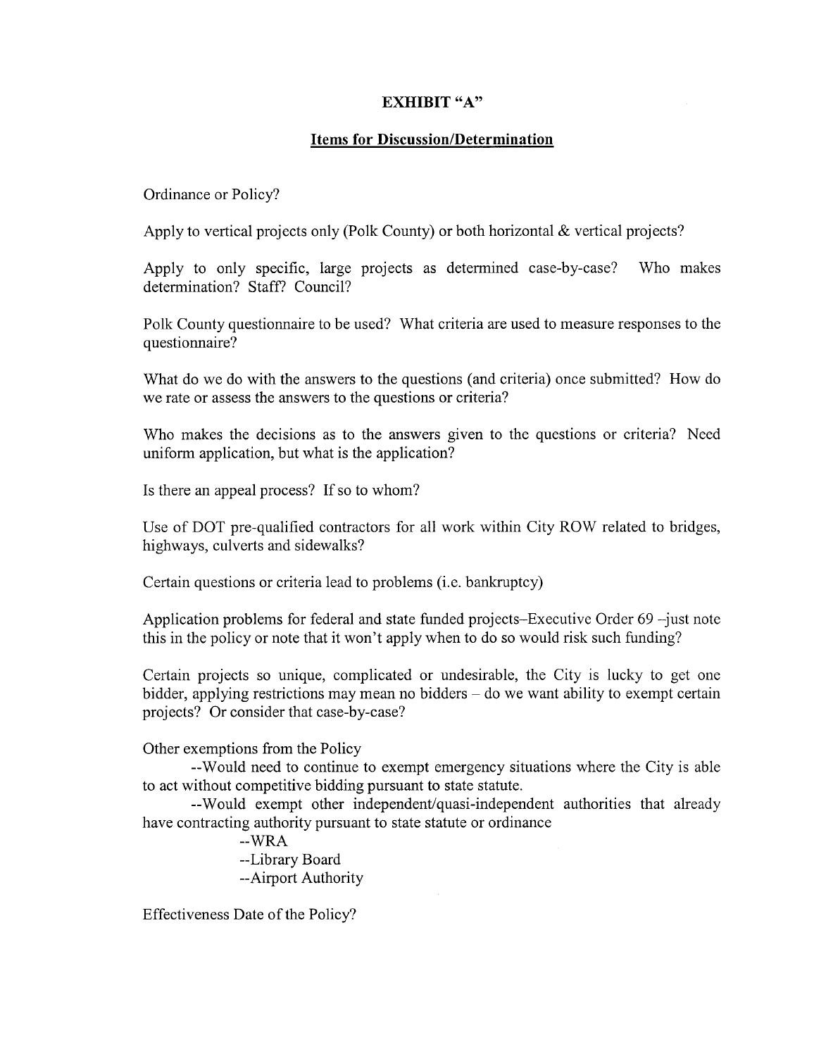# EXHIBIT "A"

## Items for Discussion/Determination

Ordinance or Policy?

Apply to vertical projects only (Polk County) or both horizontal & vertical projects?

Apply to only specific, large projects as determined case-by-case? Who makes determination? Staff? Council?

Polk County questionnaire to be used? What criteria are used to measure responses to the questionnaire?

What do we do with the answers to the questions (and criteria) once submitted? How do we rate or assess the answers to the questions or criteria?

Who makes the decisions as to the answers given to the questions or criteria? Need uniform application, but what is the application?

Is there an appeal process? If so to whom?

Use of DOT pre-qualified contractors for all work within City ROW related to bridges, highways, culverts and sidewalks?

Certain questions or criteria lead to problems (i.e. bankruptcy)

Application problems for federal and state funded projects–Executive Order 69 –just note this in the policy or note that it won't apply when to do so would risk such funding?

Certain projects so unique, complicated or undesirable, the City is lucky to get one bidder, applying restrictions may mean no bidders – do we want ability to exempt certain projects? Or consider that case-by-case?

Other exemptions from the Policy

--Would need to continue to exempt emergency situations where the City is able to act without competitive bidding pursuant to state statute.

--Would exempt other independent/quasi-independent authorities that already have contracting authority pursuant to state statute or ordinance

--WRA

--Library Board

--Airport Authority

Effectiveness Date of the Policy?